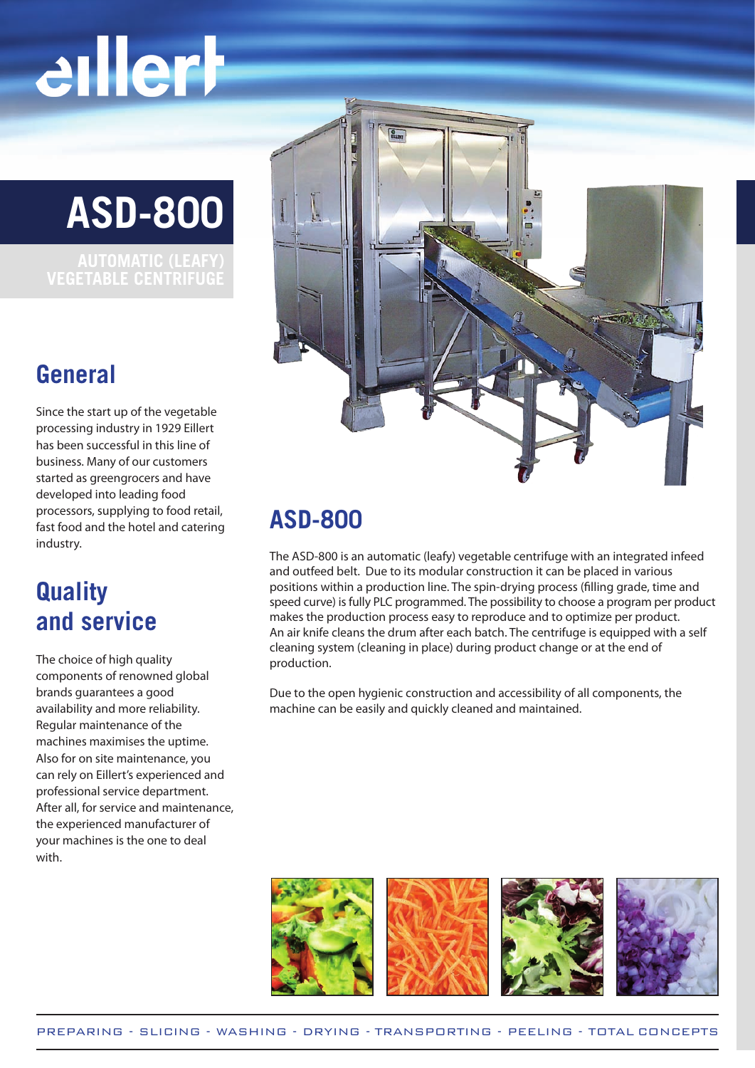# ASD-800

AUTOMATIC (LEAFY) VEGETABLE CENTRIFUGE

## General

Since the start up of the vegetable processing industry in 1929 Eillert has been successful in this line of business. Many of our customers started as greengrocers and have developed into leading food processors, supplying to food retail, fast food and the hotel and catering industry.

## Quality and service

The choice of high quality components of renowned global brands guarantees a good availability and more reliability. Regular maintenance of the machines maximises the uptime. Also for on site maintenance, you can rely on Eillert's experienced and professional service department. After all, for service and maintenance, the experienced manufacturer of your machines is the one to deal with.

## ASD-800

The ASD-800 is an automatic (leafy) vegetable centrifuge with an integrated infeed and outfeed belt. Due to its modular construction it can be placed in various positions within a production line. The spin-drying process (filling grade, time and speed curve) is fully PLC programmed. The possibility to choose a program per product makes the production process easy to reproduce and to optimize per product. An air knife cleans the drum after each batch. The centrifuge is equipped with a self cleaning system (cleaning in place) during product change or at the end of production.

Due to the open hygienic construction and accessibility of all components, the machine can be easily and quickly cleaned and maintained.

PREPARING - SLICING - WASHING - DRYING - TRANSPORTING - PEELING - TOTAL CONCEPTS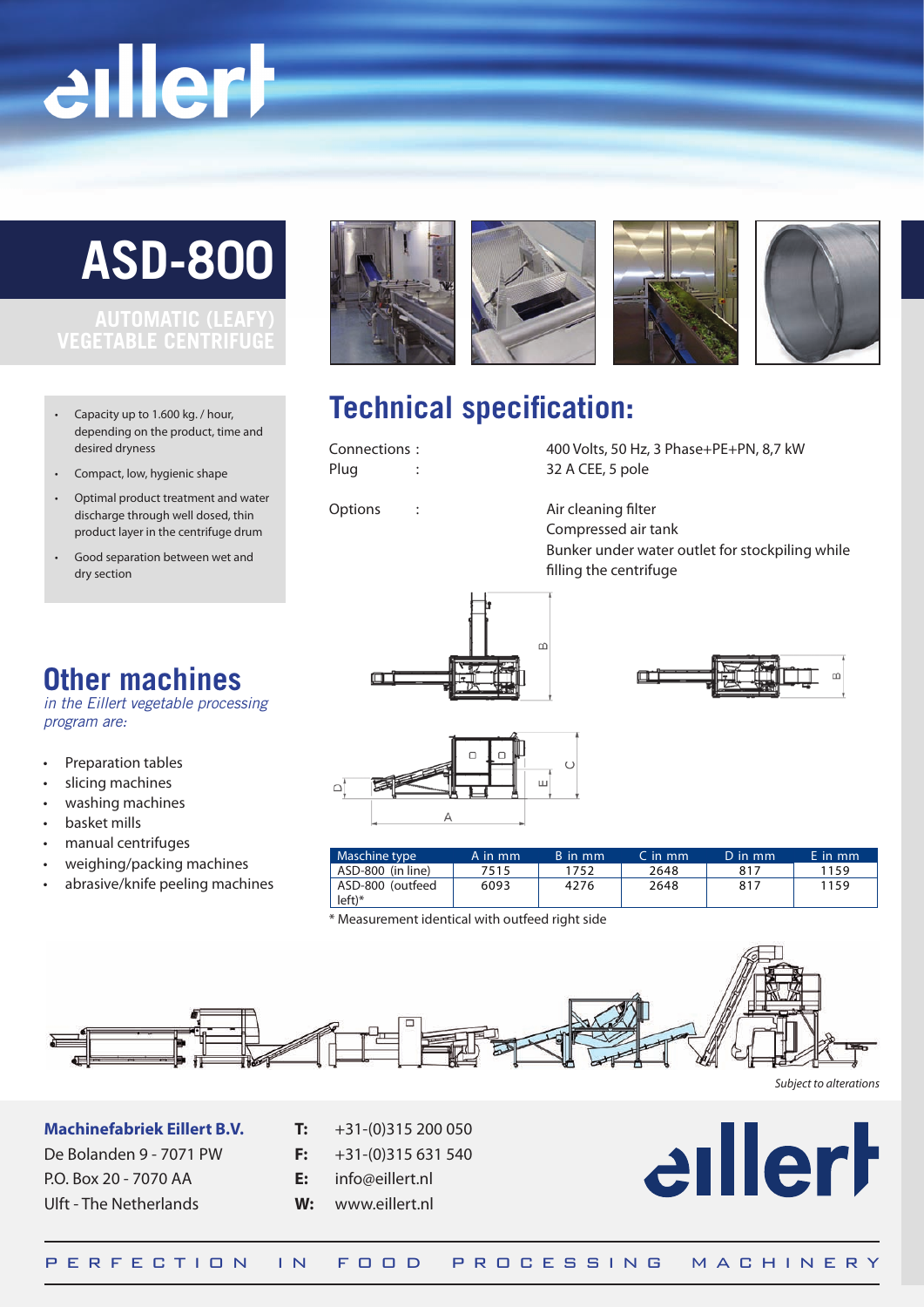# ASD-800

## AUTOMATIC (LEAFY) VEGETABLE CENTRIFUGE

- Capacity up to 1.600 kg. / hour, depending on the product, time and desired dryness
- Compact, low, hygienic shape
- Optimal product treatment and water discharge through well dosed, thin product layer in the centrifuge drum
- Good separation between wet and dry section

## Other machines

*in the Eillert vegetable processing program are:*

- Preparation tables
- slicing machines
- washing machines
- basket mills
- manual centrifuges
- weighing/packing machines
- abrasive/knife peeling machines

## Technical specification:

Connections : 400 Volts, 50 Hz, 3 Phase+PE+PN, 8,7 kW
Plug : 32 A CEE, 5 pole

Options : Air cleaning filter
Compressed air tank
Bunker under water outlet for stockpiling while filling the centrifuge

B

B

C

D

E

A

| Maschine type | A in mm | B in mm | C in mm | D in mm | E in mm |
|---|---|---|---|---|---|
| ASD-800 (in line) | 7515 | 1752 | 2648 | 817 | 1159 |
| ASD-800 (outfeed left)* | 6093 | 4276 | 2648 | 817 | 1159 |

\* Measurement identical with outfeed right side

*Subject to alterations*

**Machinefabriek Eillert B.V.**
De Bolanden 9 - 7071 PW
P.O. Box 20 - 7070 AA
Ulft - The Netherlands

**T:** +31-(0)315 200 050
**F:** +31-(0)315 631 540
**E:** info@eillert.nl
**W:** www.eillert.nl

eillert

PERFECTION IN FOOD PROCESSING MACHINERY